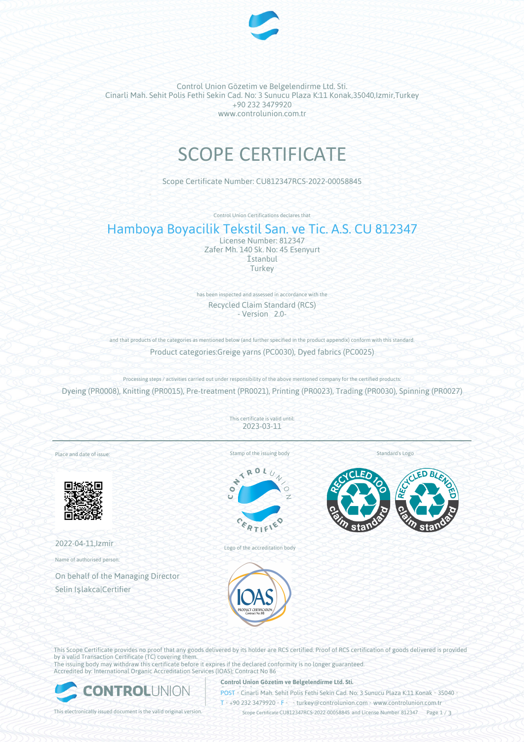Control Union Gözetim ve Belgelendirme Ltd. Sti.
Cinarli Mah. Sehit Polis Fethi Sekin Cad. No: 3 Sunucu Plaza K:11 Konak,35040,Izmir,Turkey
+90 232 3479920
www.controlunion.com.tr

# SCOPE CERTIFICATE

Scope Certificate Number: CU812347RCS-2022-00058845

Control Union Certifications declares that

## Hamboya Boyacilik Tekstil San. ve Tic. A.S. CU 812347

License Number: 812347
Zafer Mh. 140 Sk. No: 45 Esenyurt
İstanbul
Turkey

has been inspected and assessed in accordance with the

Recycled Claim Standard (RCS)
- Version 2.0-

and that products of the categories as mentioned below (and further specified in the product appendix) conform with this standard.

Product categories:Greige yarns (PC0030), Dyed fabrics (PC0025)

Processing steps / activities carried out under responsibility of the above mentioned company for the certified products:

Dyeing (PR0008), Knitting (PR0015), Pre-treatment (PR0021), Printing (PR0023), Trading (PR0030), Spinning (PR0027)

This certificate is valid until:
2023-03-11

Place and date of issue:

2022-04-11,Izmir

Name of authorised person:

On behalf of the Managing Director
Selin Işlakca|Certifier

Stamp of the issuing body

Logo of the accreditation body

Standard's Logo

This Scope Certificate provides no proof that any goods delivered by its holder are RCS certified. Proof of RCS certification of goods delivered is provided by a valid Transaction Certificate (TC) covering them.
The issuing body may withdraw this certificate before it expires if the declared conformity is no longer guaranteed.
Accredited by: International Organic Accreditation Services (IOAS); Contract No 86

**Control Union Gözetim ve Belgelendirme Ltd. Sti.**
POST • Cinarli Mah. Sehit Polis Fethi Sekin Cad. No: 3 Sunucu Plaza K:11 Konak • 35040 •
T • +90 232 3479920 • F • • turkey@controlunion.com • www.controlunion.com.tr

This electronically issued document is the valid original version.

Scope Certificate CU812347RCS-2022-00058845 and License Number 812347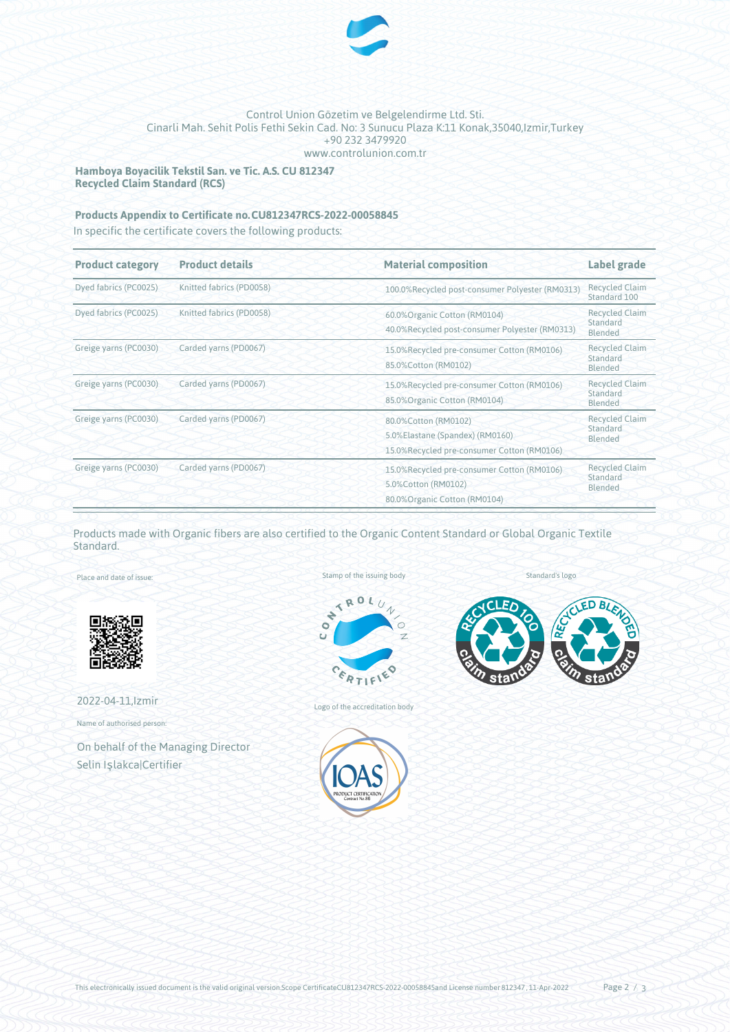Control Union Gözetim ve Belgelendirme Ltd. Sti.
Cinarli Mah. Sehit Polis Fethi Sekin Cad. No: 3 Sunucu Plaza K:11 Konak,35040,Izmir,Turkey
+90 232 3479920
www.controlunion.com.tr

**Hamboya Boyacilik Tekstil San. ve Tic. A.S. CU 812347**
**Recycled Claim Standard (RCS)**

**Products Appendix to Certificate no. CU812347RCS-2022-00058845**

In specific the certificate covers the following products:

| Product category | Product details | Material composition | Label grade |
|---|---|---|---|
| Dyed fabrics (PC0025) | Knitted fabrics (PD0058) | 100.0%Recycled post-consumer Polyester (RM0313) | Recycled Claim Standard 100 |
| Dyed fabrics (PC0025) | Knitted fabrics (PD0058) | 60.0%Organic Cotton (RM0104)<br>40.0%Recycled post-consumer Polyester (RM0313) | Recycled Claim Standard Blended |
| Greige yarns (PC0030) | Carded yarns (PD0067) | 15.0%Recycled pre-consumer Cotton (RM0106)<br>85.0%Cotton (RM0102) | Recycled Claim Standard Blended |
| Greige yarns (PC0030) | Carded yarns (PD0067) | 15.0%Recycled pre-consumer Cotton (RM0106)<br>85.0%Organic Cotton (RM0104) | Recycled Claim Standard Blended |
| Greige yarns (PC0030) | Carded yarns (PD0067) | 80.0%Cotton (RM0102)<br>5.0%Elastane (Spandex) (RM0160)<br>15.0%Recycled pre-consumer Cotton (RM0106) | Recycled Claim Standard Blended |
| Greige yarns (PC0030) | Carded yarns (PD0067) | 15.0%Recycled pre-consumer Cotton (RM0106)<br>5.0%Cotton (RM0102)<br>80.0%Organic Cotton (RM0104) | Recycled Claim Standard Blended |

Products made with Organic fibers are also certified to the Organic Content Standard or Global Organic Textile Standard.

Place and date of issue:

2022-04-11,Izmir

Name of authorised person:

On behalf of the Managing Director
Selin Işlakca|Certifier

Stamp of the issuing body

Logo of the accreditation body

Standard's logo

This electronically issued document is the valid original version.Scope CertificateCU812347RCS-2022-00058845and License number 812347, 11-Apr-2022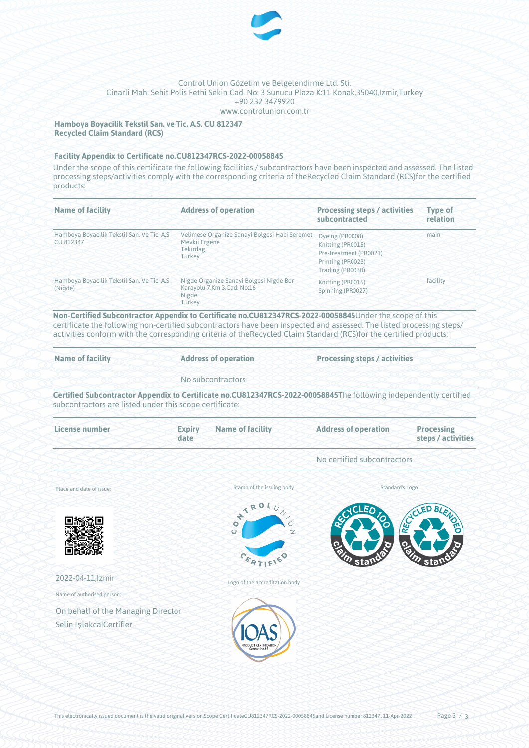Control Union Gözetim ve Belgelendirme Ltd. Sti.
Cinarli Mah. Sehit Polis Fethi Sekin Cad. No: 3 Sunucu Plaza K:11 Konak,35040,Izmir,Turkey
+90 232 3479920
www.controlunion.com.tr

**Hamboya Boyacilik Tekstil San. ve Tic. A.S. CU 812347**
**Recycled Claim Standard (RCS)**

### Facility Appendix to Certificate no. CU812347RCS-2022-00058845

Under the scope of this certificate the following facilities / subcontractors have been inspected and assessed. The listed processing steps/activities comply with the corresponding criteria of theRecycled Claim Standard (RCS)for the certified products:

| Name of facility | Address of operation | Processing steps / activities subcontracted | Type of relation |
|---|---|---|---|
| Hamboya Boyacilik Tekstil San. Ve Tic. A.S CU 812347 | Velimese Organize Sanayi Bolgesi Haci Seremet Mevkii Ergene Tekirdag Turkey | Dyeing (PR0008) Knitting (PR0015) Pre-treatment (PR0021) Printing (PR0023) Trading (PR0030) | main |
| Hamboya Boyacilik Tekstil San. Ve Tic. A.S (Niğde) | Nigde Organize Sanayi Bolgesi Nigde Bor Karayolu 7.Km 3.Cad. No:16 Nigde Turkey | Knitting (PR0015) Spinning (PR0027) | facility |

**Non-Certified Subcontractor Appendix to Certificate no.CU812347RCS-2022-00058845**Under the scope of this certificate the following non-certified subcontractors have been inspected and assessed. The listed processing steps/ activities conform with the corresponding criteria of theRecycled Claim Standard (RCS)for the certified products:

| Name of facility | Address of operation | Processing steps / activities |
|---|---|---|
| | No subcontractors | |

**Certified Subcontractor Appendix to Certificate no.CU812347RCS-2022-00058845**The following independently certified subcontractors are listed under this scope certificate:

| License number | Expiry date | Name of facility | Address of operation | Processing steps / activities |
|---|---|---|---|---|
| | | | No certified subcontractors | |

Place and date of issue:

2022-04-11,Izmir

Name of authorised person:

On behalf of the Managing Director
Selin Işlakca|Certifier

Stamp of the issuing body

Logo of the accreditation body

Standard's Logo

This electronically issued document is the valid original version.Scope CertificateCU812347RCS-2022-00058845and License number 812347, 11-Apr-2022